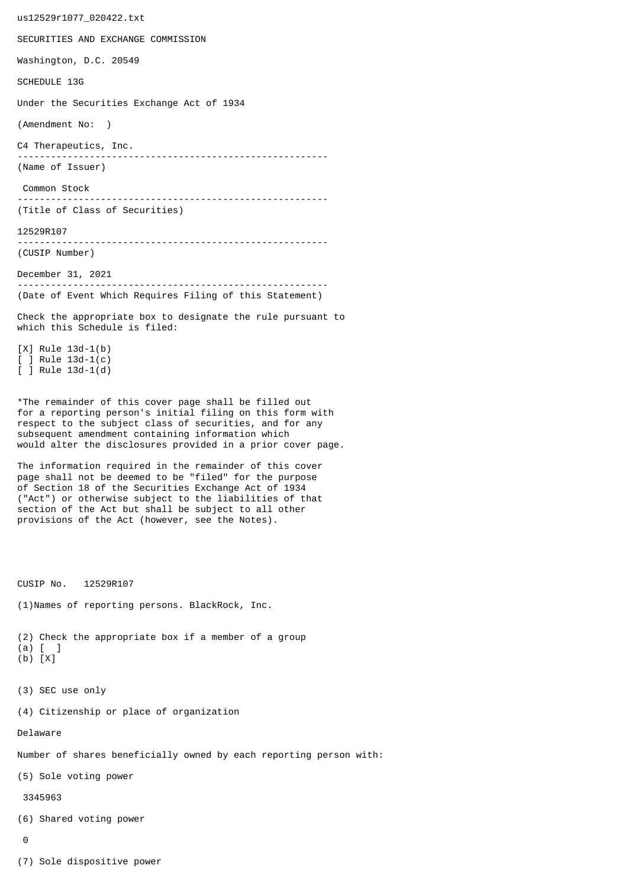us12529r1077_020422.txt

SECURITIES AND EXCHANGE COMMISSION

Washington, D.C. 20549

SCHEDULE 13G

Under the Securities Exchange Act of 1934

(Amendment No:  )

C4 Therapeutics, Inc.

--------------------------------------------------------

(Name of Issuer)

Common Stock

--------------------------------------------------------

(Title of Class of Securities)

12529R107

--------------------------------------------------------

(CUSIP Number)

December 31, 2021

--------------------------------------------------------

(Date of Event Which Requires Filing of this Statement)

Check the appropriate box to designate the rule pursuant to which this Schedule is filed:

[X] Rule 13d-1(b)
[ ] Rule 13d-1(c)
[ ] Rule 13d-1(d)

*The remainder of this cover page shall be filled out for a reporting person's initial filing on this form with respect to the subject class of securities, and for any subsequent amendment containing information which would alter the disclosures provided in a prior cover page.

The information required in the remainder of this cover page shall not be deemed to be "filed" for the purpose of Section 18 of the Securities Exchange Act of 1934 ("Act") or otherwise subject to the liabilities of that section of the Act but shall be subject to all other provisions of the Act (however, see the Notes).

CUSIP No.   12529R107

(1)Names of reporting persons. BlackRock, Inc.

(2) Check the appropriate box if a member of a group
(a) [  ]
(b) [X]

(3) SEC use only

(4) Citizenship or place of organization

Delaware

Number of shares beneficially owned by each reporting person with:

(5) Sole voting power

3345963

(6) Shared voting power

0

(7) Sole dispositive power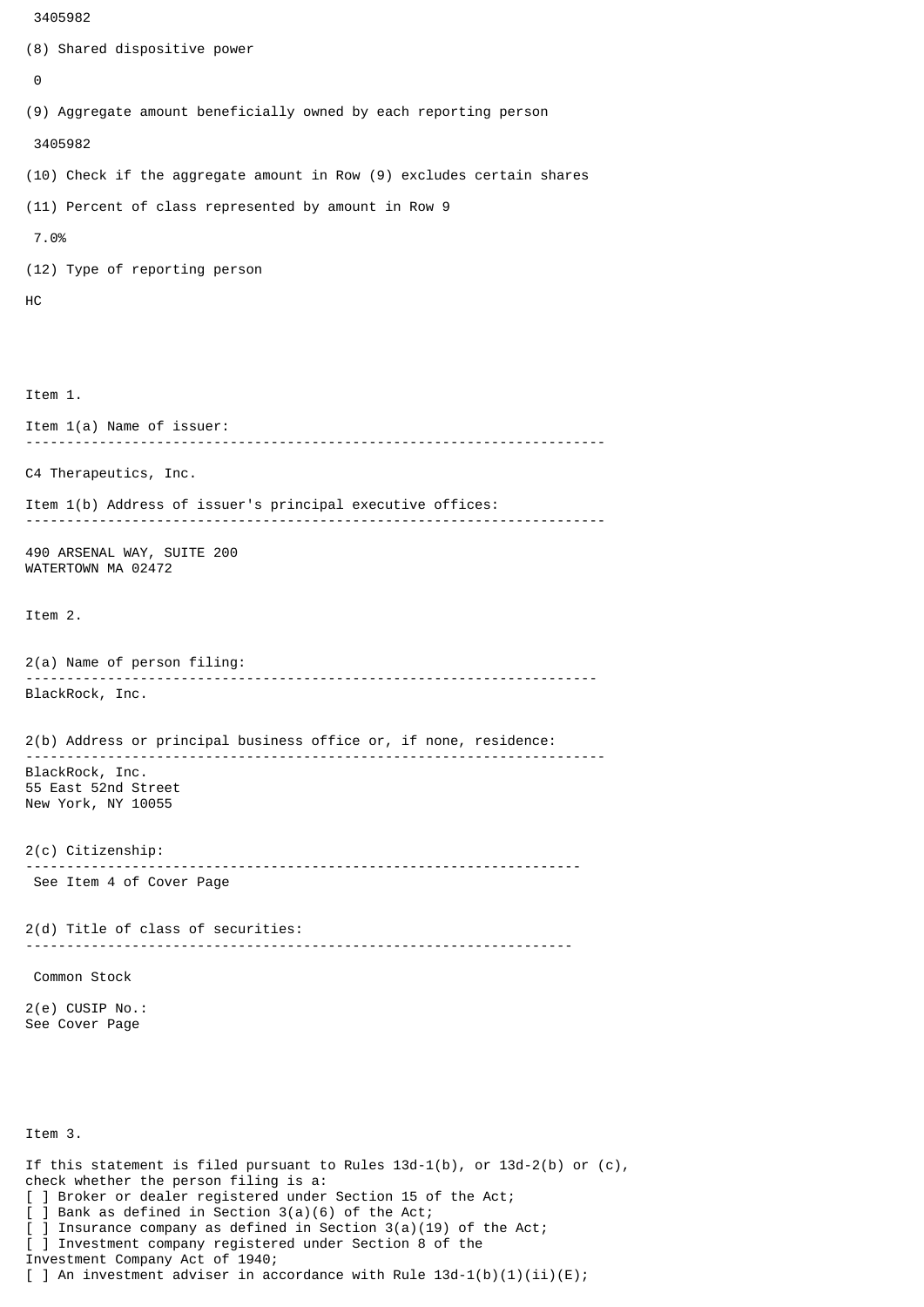3405982

(8) Shared dispositive power

0

(9) Aggregate amount beneficially owned by each reporting person

3405982

(10) Check if the aggregate amount in Row (9) excludes certain shares

(11) Percent of class represented by amount in Row 9

7.0%

(12) Type of reporting person

HC

Item 1.

Item 1(a) Name of issuer:

---

C4 Therapeutics, Inc.

Item 1(b) Address of issuer's principal executive offices:

---

490 ARSENAL WAY, SUITE 200
WATERTOWN MA 02472

Item 2.

2(a) Name of person filing:

---

BlackRock, Inc.

2(b) Address or principal business office or, if none, residence:

---

BlackRock, Inc.
55 East 52nd Street
New York, NY 10055

2(c) Citizenship:

---

See Item 4 of Cover Page

2(d) Title of class of securities:

---

Common Stock

2(e) CUSIP No.:
See Cover Page

Item 3.

If this statement is filed pursuant to Rules 13d-1(b), or 13d-2(b) or (c), check whether the person filing is a:
[ ] Broker or dealer registered under Section 15 of the Act;
[ ] Bank as defined in Section 3(a)(6) of the Act;
[ ] Insurance company as defined in Section 3(a)(19) of the Act;
[ ] Investment company registered under Section 8 of the Investment Company Act of 1940;
[ ] An investment adviser in accordance with Rule 13d-1(b)(1)(ii)(E);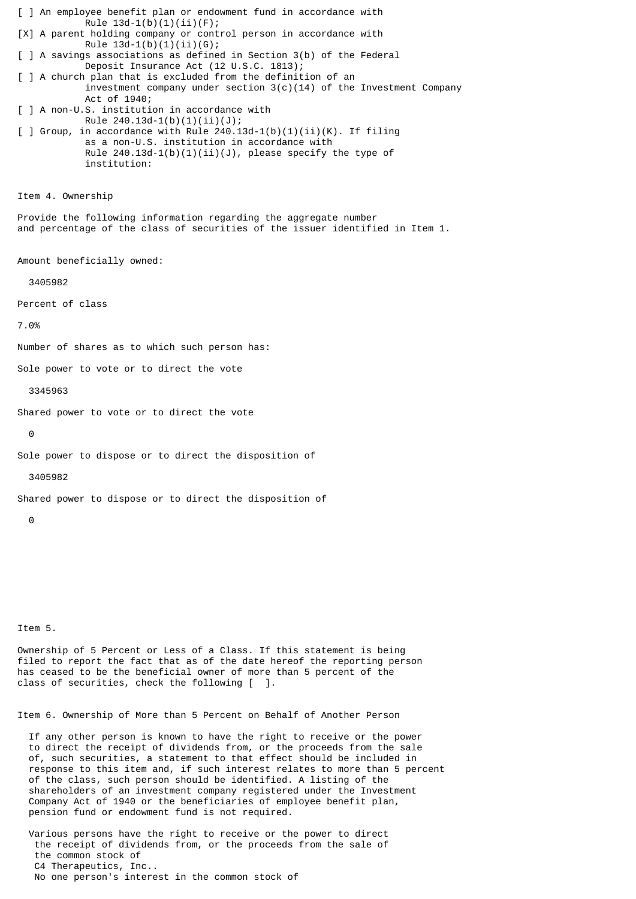[ ] An employee benefit plan or endowment fund in accordance with Rule 13d-1(b)(1)(ii)(F);

[X] A parent holding company or control person in accordance with Rule 13d-1(b)(1)(ii)(G);

[ ] A savings associations as defined in Section 3(b) of the Federal Deposit Insurance Act (12 U.S.C. 1813);

[ ] A church plan that is excluded from the definition of an investment company under section 3(c)(14) of the Investment Company Act of 1940;

[ ] A non-U.S. institution in accordance with Rule 240.13d-1(b)(1)(ii)(J);

[ ] Group, in accordance with Rule 240.13d-1(b)(1)(ii)(K). If filing as a non-U.S. institution in accordance with Rule 240.13d-1(b)(1)(ii)(J), please specify the type of institution:

Item 4. Ownership

Provide the following information regarding the aggregate number and percentage of the class of securities of the issuer identified in Item 1.

Amount beneficially owned:

3405982

Percent of class

7.0%

Number of shares as to which such person has:

Sole power to vote or to direct the vote

3345963

Shared power to vote or to direct the vote

0

Sole power to dispose or to direct the disposition of

3405982

Shared power to dispose or to direct the disposition of

0

Item 5.

Ownership of 5 Percent or Less of a Class. If this statement is being filed to report the fact that as of the date hereof the reporting person has ceased to be the beneficial owner of more than 5 percent of the class of securities, check the following [ ].

Item 6. Ownership of More than 5 Percent on Behalf of Another Person

If any other person is known to have the right to receive or the power to direct the receipt of dividends from, or the proceeds from the sale of, such securities, a statement to that effect should be included in response to this item and, if such interest relates to more than 5 percent of the class, such person should be identified. A listing of the shareholders of an investment company registered under the Investment Company Act of 1940 or the beneficiaries of employee benefit plan, pension fund or endowment fund is not required.

Various persons have the right to receive or the power to direct the receipt of dividends from, or the proceeds from the sale of the common stock of C4 Therapeutics, Inc.. No one person's interest in the common stock of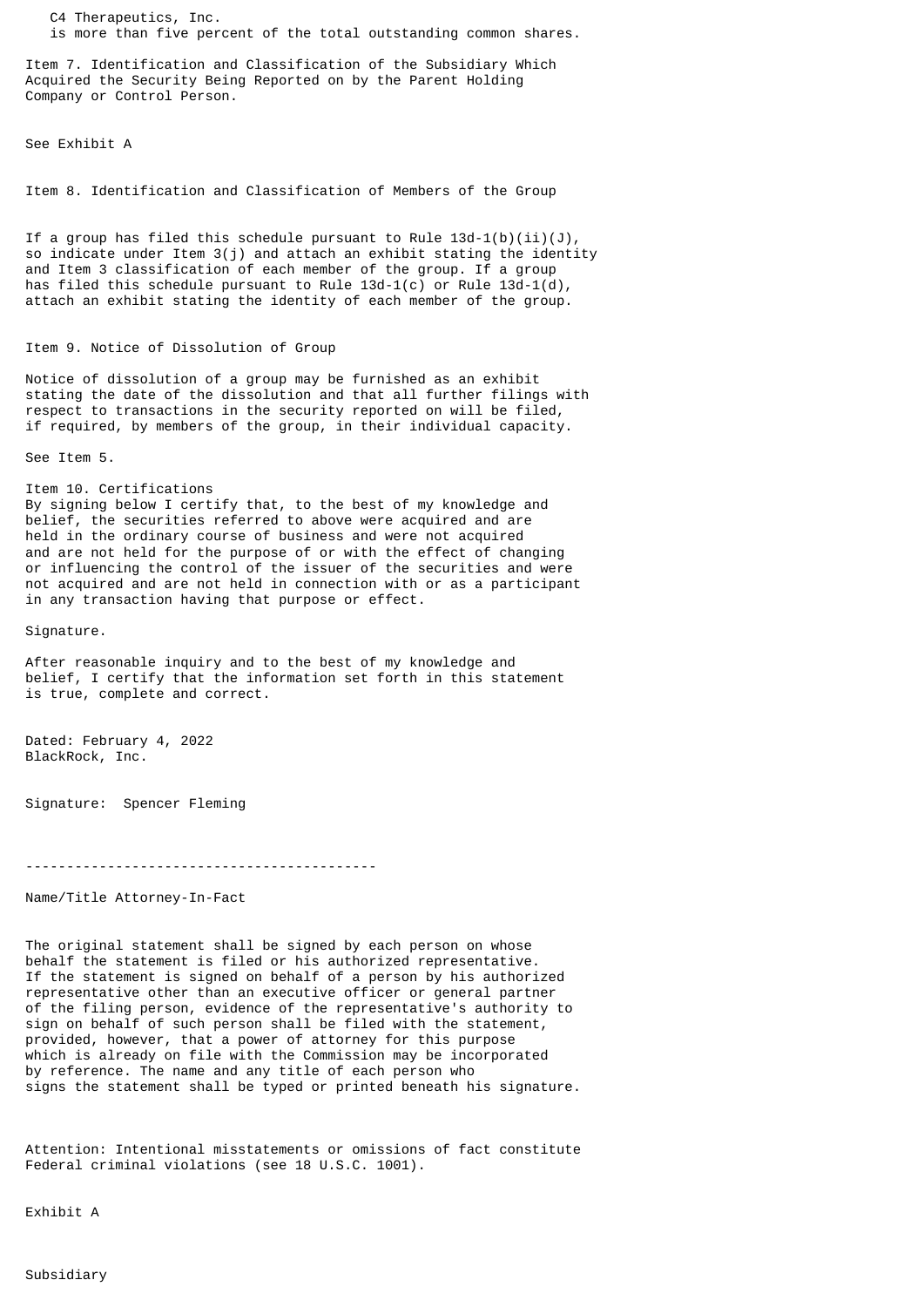C4 Therapeutics, Inc.
is more than five percent of the total outstanding common shares.

Item 7. Identification and Classification of the Subsidiary Which Acquired the Security Being Reported on by the Parent Holding Company or Control Person.

See Exhibit A

Item 8. Identification and Classification of Members of the Group

If a group has filed this schedule pursuant to Rule 13d-1(b)(ii)(J), so indicate under Item 3(j) and attach an exhibit stating the identity and Item 3 classification of each member of the group. If a group has filed this schedule pursuant to Rule 13d-1(c) or Rule 13d-1(d), attach an exhibit stating the identity of each member of the group.

Item 9. Notice of Dissolution of Group

Notice of dissolution of a group may be furnished as an exhibit stating the date of the dissolution and that all further filings with respect to transactions in the security reported on will be filed, if required, by members of the group, in their individual capacity.

See Item 5.

Item 10. Certifications
By signing below I certify that, to the best of my knowledge and belief, the securities referred to above were acquired and are held in the ordinary course of business and were not acquired and are not held for the purpose of or with the effect of changing or influencing the control of the issuer of the securities and were not acquired and are not held in connection with or as a participant in any transaction having that purpose or effect.

Signature.

After reasonable inquiry and to the best of my knowledge and belief, I certify that the information set forth in this statement is true, complete and correct.

Dated: February 4, 2022
BlackRock, Inc.

Signature: Spencer Fleming

-------------------------------------------

Name/Title Attorney-In-Fact

The original statement shall be signed by each person on whose behalf the statement is filed or his authorized representative. If the statement is signed on behalf of a person by his authorized representative other than an executive officer or general partner of the filing person, evidence of the representative's authority to sign on behalf of such person shall be filed with the statement, provided, however, that a power of attorney for this purpose which is already on file with the Commission may be incorporated by reference. The name and any title of each person who signs the statement shall be typed or printed beneath his signature.

Attention: Intentional misstatements or omissions of fact constitute Federal criminal violations (see 18 U.S.C. 1001).

Exhibit A

Subsidiary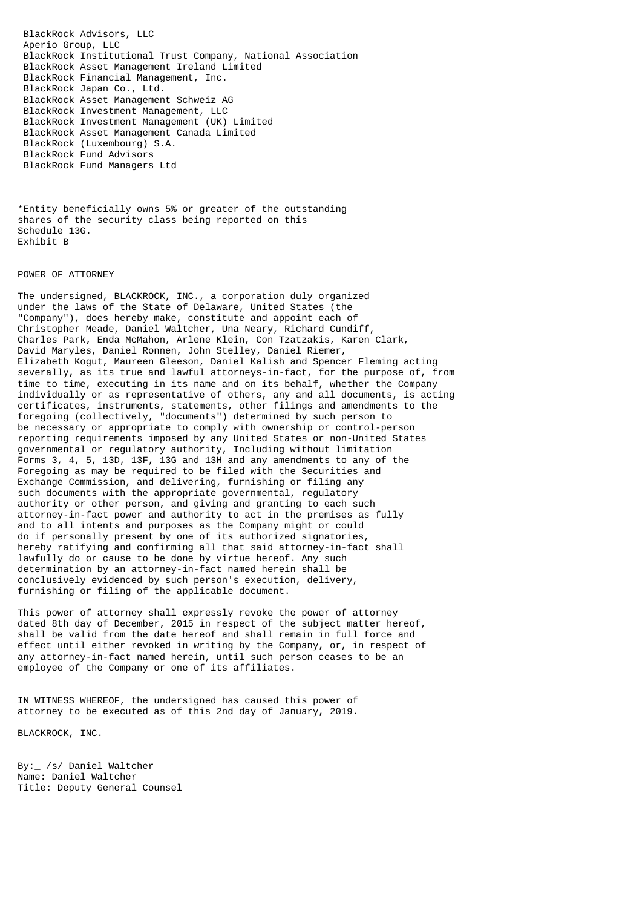BlackRock Advisors, LLC
Aperio Group, LLC
BlackRock Institutional Trust Company, National Association
BlackRock Asset Management Ireland Limited
BlackRock Financial Management, Inc.
BlackRock Japan Co., Ltd.
BlackRock Asset Management Schweiz AG
BlackRock Investment Management, LLC
BlackRock Investment Management (UK) Limited
BlackRock Asset Management Canada Limited
BlackRock (Luxembourg) S.A.
BlackRock Fund Advisors
BlackRock Fund Managers Ltd

*Entity beneficially owns 5% or greater of the outstanding shares of the security class being reported on this Schedule 13G.

Exhibit B

POWER OF ATTORNEY

The undersigned, BLACKROCK, INC., a corporation duly organized under the laws of the State of Delaware, United States (the "Company"), does hereby make, constitute and appoint each of Christopher Meade, Daniel Waltcher, Una Neary, Richard Cundiff, Charles Park, Enda McMahon, Arlene Klein, Con Tzatzakis, Karen Clark, David Maryles, Daniel Ronnen, John Stelley, Daniel Riemer, Elizabeth Kogut, Maureen Gleeson, Daniel Kalish and Spencer Fleming acting severally, as its true and lawful attorneys-in-fact, for the purpose of, from time to time, executing in its name and on its behalf, whether the Company individually or as representative of others, any and all documents, is acting certificates, instruments, statements, other filings and amendments to the foregoing (collectively, "documents") determined by such person to be necessary or appropriate to comply with ownership or control-person reporting requirements imposed by any United States or non-United States governmental or regulatory authority, Including without limitation Forms 3, 4, 5, 13D, 13F, 13G and 13H and any amendments to any of the Foregoing as may be required to be filed with the Securities and Exchange Commission, and delivering, furnishing or filing any such documents with the appropriate governmental, regulatory authority or other person, and giving and granting to each such attorney-in-fact power and authority to act in the premises as fully and to all intents and purposes as the Company might or could do if personally present by one of its authorized signatories, hereby ratifying and confirming all that said attorney-in-fact shall lawfully do or cause to be done by virtue hereof. Any such determination by an attorney-in-fact named herein shall be conclusively evidenced by such person's execution, delivery, furnishing or filing of the applicable document.

This power of attorney shall expressly revoke the power of attorney dated 8th day of December, 2015 in respect of the subject matter hereof, shall be valid from the date hereof and shall remain in full force and effect until either revoked in writing by the Company, or, in respect of any attorney-in-fact named herein, until such person ceases to be an employee of the Company or one of its affiliates.

IN WITNESS WHEREOF, the undersigned has caused this power of attorney to be executed as of this 2nd day of January, 2019.

BLACKROCK, INC.

By:_ /s/ Daniel Waltcher
Name: Daniel Waltcher
Title: Deputy General Counsel